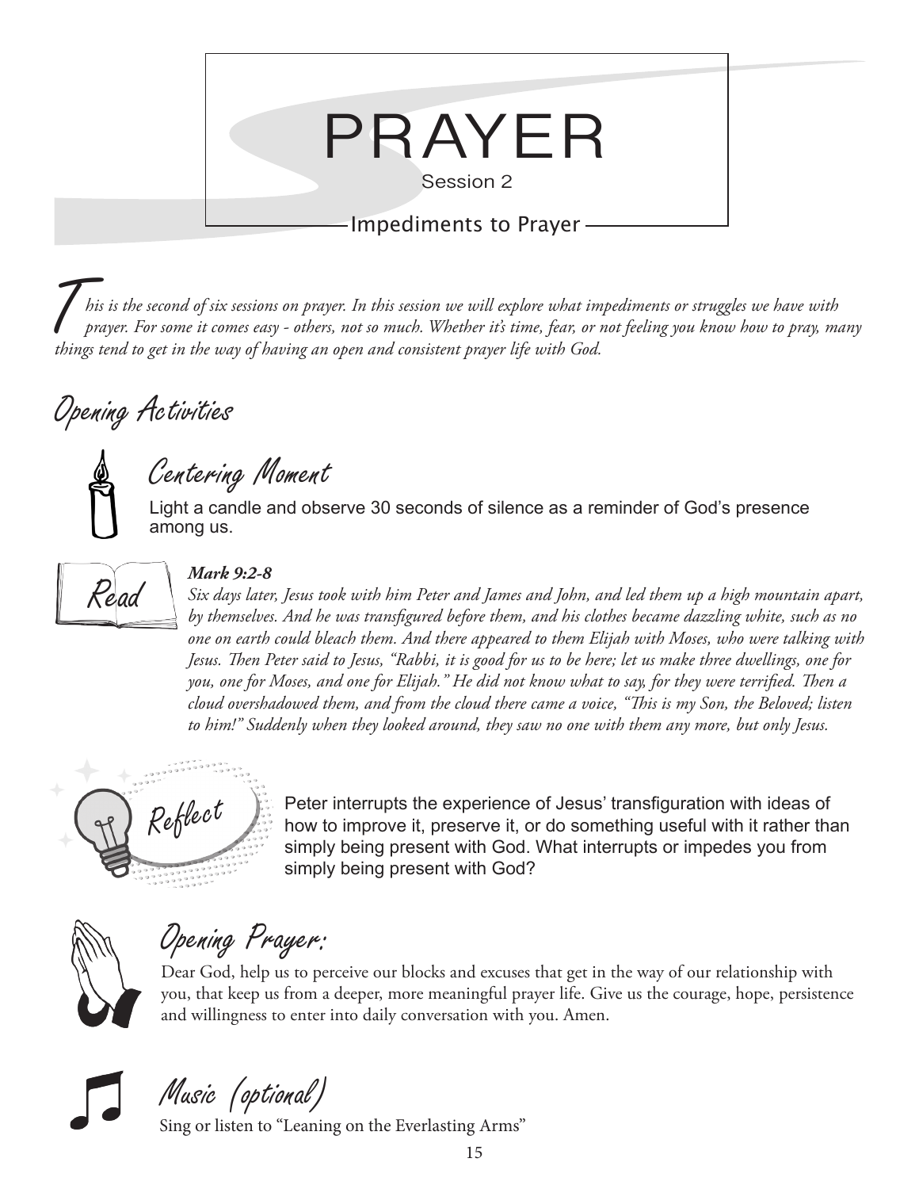# PRAYER

Session 2

## Impediments to Prayer

*This is the second of six sessions on prayer. In this session we will explore what impediments or struggles we have with prayer. For some it comes easy - others, not so much. Whether it's time, fear, or not feeling you know how to pray, many things tend to get in the way of having an open and consistent prayer life with God.*

## Opening Activities

### Centering Moment

Light a candle and observe 30 seconds of silence as a reminder of God's presence among us.

### Read

***Mark 9:2-8***

*Six days later, Jesus took with him Peter and James and John, and led them up a high mountain apart, by themselves. And he was transfigured before them, and his clothes became dazzling white, such as no one on earth could bleach them. And there appeared to them Elijah with Moses, who were talking with Jesus. Then Peter said to Jesus, "Rabbi, it is good for us to be here; let us make three dwellings, one for you, one for Moses, and one for Elijah." He did not know what to say, for they were terrified. Then a cloud overshadowed them, and from the cloud there came a voice, "This is my Son, the Beloved; listen to him!" Suddenly when they looked around, they saw no one with them any more, but only Jesus.*

### Reflect

Peter interrupts the experience of Jesus' transfiguration with ideas of how to improve it, preserve it, or do something useful with it rather than simply being present with God. What interrupts or impedes you from simply being present with God?

### Opening Prayer:

Dear God, help us to perceive our blocks and excuses that get in the way of our relationship with you, that keep us from a deeper, more meaningful prayer life. Give us the courage, hope, persistence and willingness to enter into daily conversation with you. Amen.

### Music (optional)

Sing or listen to "Leaning on the Everlasting Arms"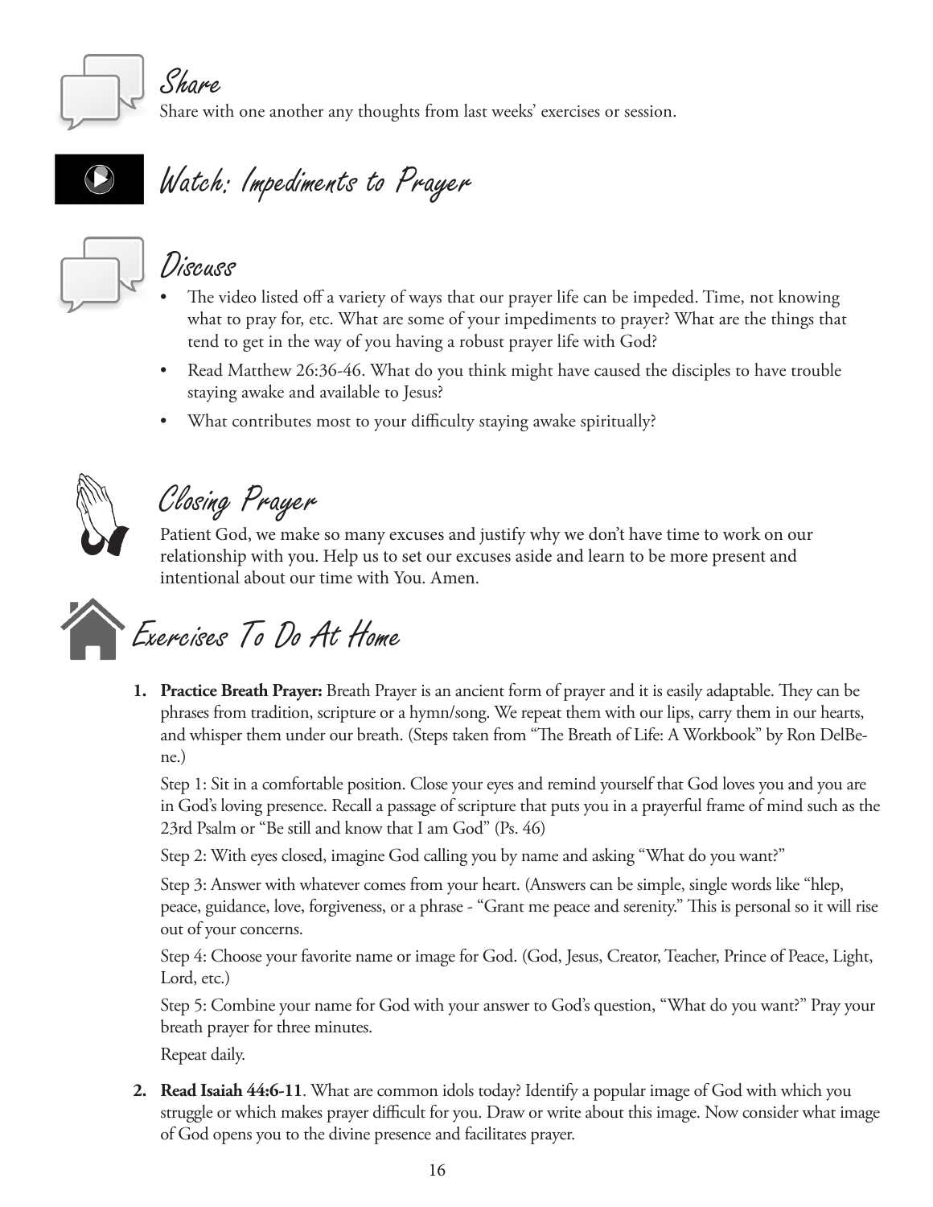## Share

Share with one another any thoughts from last weeks' exercises or session.

## Watch: Impediments to Prayer

## Discuss

- The video listed off a variety of ways that our prayer life can be impeded. Time, not knowing what to pray for, etc. What are some of your impediments to prayer? What are the things that tend to get in the way of you having a robust prayer life with God?
- Read Matthew 26:36-46. What do you think might have caused the disciples to have trouble staying awake and available to Jesus?
- What contributes most to your difficulty staying awake spiritually?

## Closing Prayer

Patient God, we make so many excuses and justify why we don't have time to work on our relationship with you. Help us to set our excuses aside and learn to be more present and intentional about our time with You. Amen.

## Exercises To Do At Home

1. **Practice Breath Prayer:** Breath Prayer is an ancient form of prayer and it is easily adaptable. They can be phrases from tradition, scripture or a hymn/song. We repeat them with our lips, carry them in our hearts, and whisper them under our breath. (Steps taken from "The Breath of Life: A Workbook" by Ron DelBene.)

   Step 1: Sit in a comfortable position. Close your eyes and remind yourself that God loves you and you are in God's loving presence. Recall a passage of scripture that puts you in a prayerful frame of mind such as the 23rd Psalm or "Be still and know that I am God" (Ps. 46)

   Step 2: With eyes closed, imagine God calling you by name and asking "What do you want?"

   Step 3: Answer with whatever comes from your heart. (Answers can be simple, single words like "hlep, peace, guidance, love, forgiveness, or a phrase - "Grant me peace and serenity." This is personal so it will rise out of your concerns.

   Step 4: Choose your favorite name or image for God. (God, Jesus, Creator, Teacher, Prince of Peace, Light, Lord, etc.)

   Step 5: Combine your name for God with your answer to God's question, "What do you want?" Pray your breath prayer for three minutes.

   Repeat daily.

2. **Read Isaiah 44:6-11**. What are common idols today? Identify a popular image of God with which you struggle or which makes prayer difficult for you. Draw or write about this image. Now consider what image of God opens you to the divine presence and facilitates prayer.